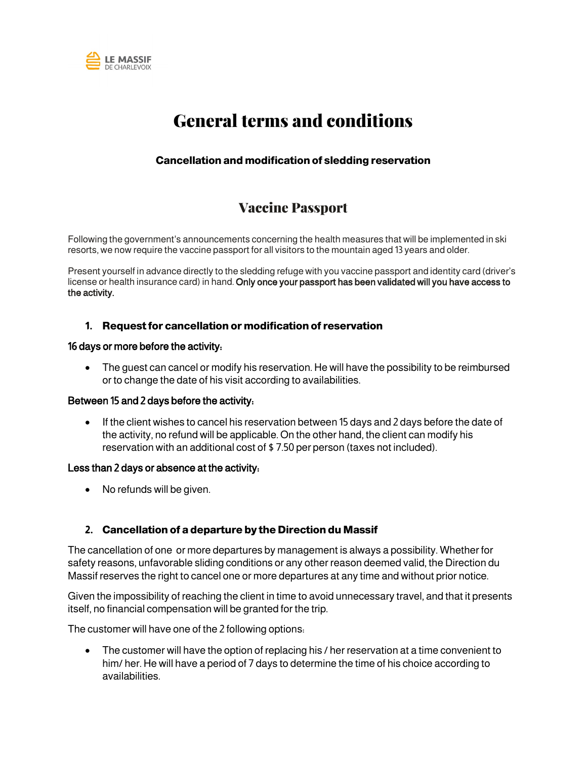LE MASSIF DE CHARLEVOIX

# General terms and conditions

**Cancellation and modification of sledding reservation**

## Vaccine Passport

Following the government's announcements concerning the health measures that will be implemented in ski resorts, we now require the vaccine passport for all visitors to the mountain aged 13 years and older.

Present yourself in advance directly to the sledding refuge with you vaccine passport and identity card (driver's license or health insurance card) in hand. **Only once your passport has been validated will you have access to the activity.**

### 1. Request for cancellation or modification of reservation

**16 days or more before the activity:**

- The guest can cancel or modify his reservation. He will have the possibility to be reimbursed or to change the date of his visit according to availabilities.

**Between 15 and 2 days before the activity:**

- If the client wishes to cancel his reservation between 15 days and 2 days before the date of the activity, no refund will be applicable. On the other hand, the client can modify his reservation with an additional cost of $ 7.50 per person (taxes not included).

**Less than 2 days or absence at the activity:**

- No refunds will be given.

### 2. Cancellation of a departure by the Direction du Massif

The cancellation of one or more departures by management is always a possibility. Whether for safety reasons, unfavorable sliding conditions or any other reason deemed valid, the Direction du Massif reserves the right to cancel one or more departures at any time and without prior notice.

Given the impossibility of reaching the client in time to avoid unnecessary travel, and that it presents itself, no financial compensation will be granted for the trip.

The customer will have one of the 2 following options:

- The customer will have the option of replacing his / her reservation at a time convenient to him/ her. He will have a period of 7 days to determine the time of his choice according to availabilities.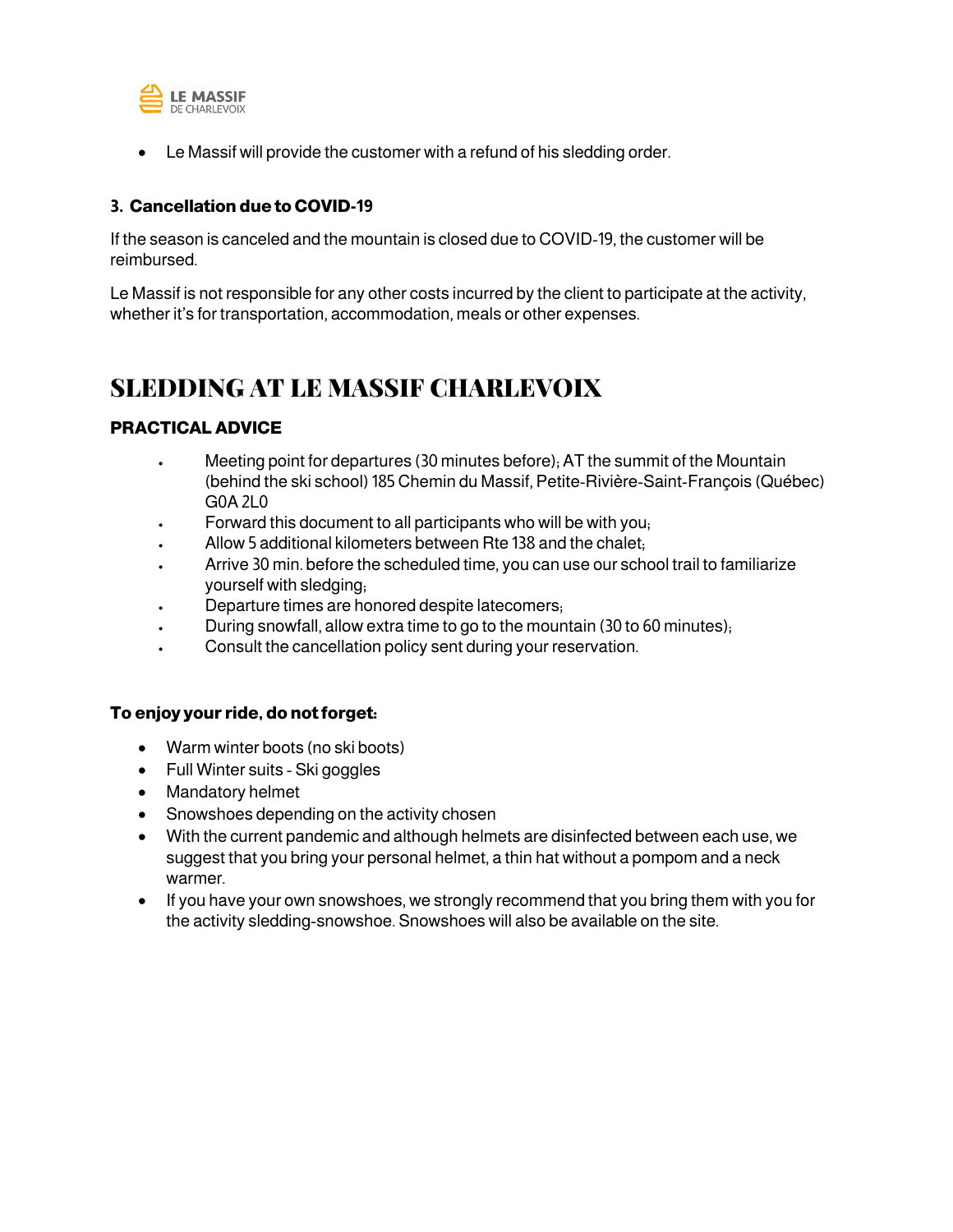- Le Massif will provide the customer with a refund of his sledding order.

### 3. Cancellation due to COVID-19

If the season is canceled and the mountain is closed due to COVID-19, the customer will be reimbursed.

Le Massif is not responsible for any other costs incurred by the client to participate at the activity, whether it's for transportation, accommodation, meals or other expenses.

# SLEDDING AT LE MASSIF CHARLEVOIX

### PRACTICAL ADVICE

- Meeting point for departures (30 minutes before); AT the summit of the Mountain (behind the ski school) 185 Chemin du Massif, Petite-Rivière-Saint-François (Québec) G0A 2L0
- Forward this document to all participants who will be with you;
- Allow 5 additional kilometers between Rte 138 and the chalet;
- Arrive 30 min. before the scheduled time, you can use our school trail to familiarize yourself with sledging;
- Departure times are honored despite latecomers;
- During snowfall, allow extra time to go to the mountain (30 to 60 minutes);
- Consult the cancellation policy sent during your reservation.

**To enjoy your ride, do not forget:**

- Warm winter boots (no ski boots)
- Full Winter suits - Ski goggles
- Mandatory helmet
- Snowshoes depending on the activity chosen
- With the current pandemic and although helmets are disinfected between each use, we suggest that you bring your personal helmet, a thin hat without a pompom and a neck warmer.
- If you have your own snowshoes, we strongly recommend that you bring them with you for the activity sledding-snowshoe. Snowshoes will also be available on the site.